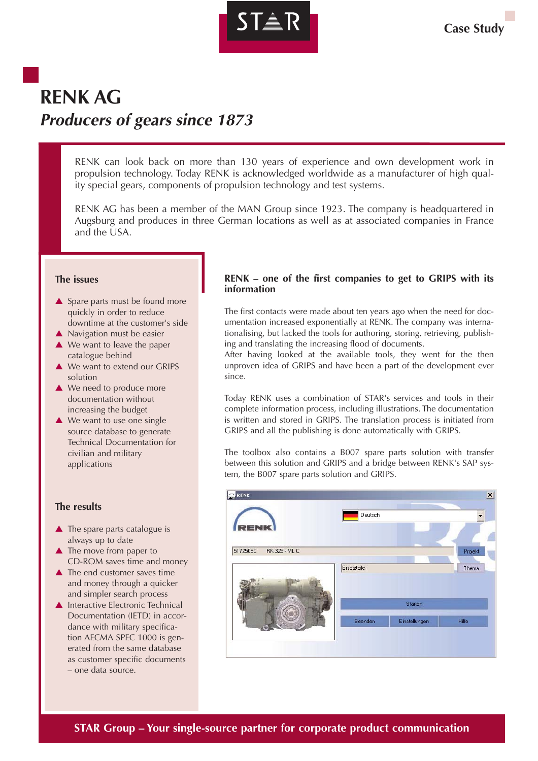Case Study

# RENK AG

## *Producers of gears since 1873*

RENK can look back on more than 130 years of experience and own development work in propulsion technology. Today RENK is acknowledged worldwide as a manufacturer of high quality special gears, components of propulsion technology and test systems.

RENK AG has been a member of the MAN Group since 1923. The company is headquartered in Augsburg and produces in three German locations as well as at associated companies in France and the USA.

### The issues

- Spare parts must be found more quickly in order to reduce downtime at the customer's side
- Navigation must be easier
- We want to leave the paper catalogue behind
- We want to extend our GRIPS solution
- We need to produce more documentation without increasing the budget
- We want to use one single source database to generate Technical Documentation for civilian and military applications

### The results

- The spare parts catalogue is always up to date
- The move from paper to CD-ROM saves time and money
- The end customer saves time and money through a quicker and simpler search process
- Interactive Electronic Technical Documentation (IETD) in accordance with military specification AECMA SPEC 1000 is generated from the same database as customer specific documents – one data source.

### RENK – one of the first companies to get to GRIPS with its information

The first contacts were made about ten years ago when the need for documentation increased exponentially at RENK. The company was internationalising, but lacked the tools for authoring, storing, retrieving, publishing and translating the increasing flood of documents.
After having looked at the available tools, they went for the then unproven idea of GRIPS and have been a part of the development ever since.

Today RENK uses a combination of STAR's services and tools in their complete information process, including illustrations. The documentation is written and stored in GRIPS. The translation process is initiated from GRIPS and all the publishing is done automatically with GRIPS.

The toolbox also contains a B007 spare parts solution with transfer between this solution and GRIPS and a bridge between RENK's SAP system, the B007 spare parts solution and GRIPS.

**STAR Group – Your single-source partner for corporate product communication**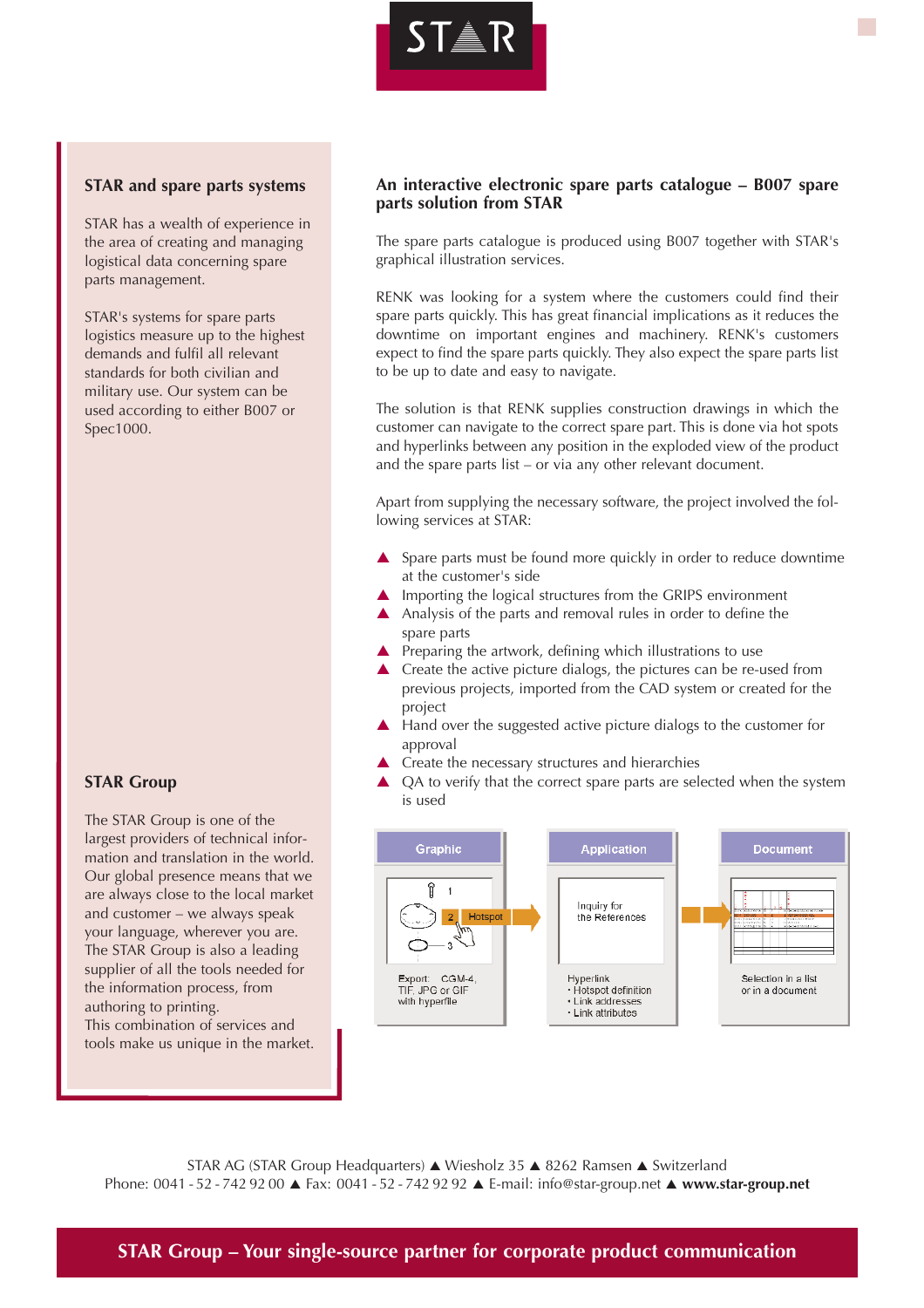## STAR and spare parts systems

STAR has a wealth of experience in the area of creating and managing logistical data concerning spare parts management.

STAR's systems for spare parts logistics measure up to the highest demands and fulfil all relevant standards for both civilian and military use. Our system can be used according to either B007 or Spec1000.

## STAR Group

The STAR Group is one of the largest providers of technical information and translation in the world. Our global presence means that we are always close to the local market and customer – we always speak your language, wherever you are. The STAR Group is also a leading supplier of all the tools needed for the information process, from authoring to printing.
This combination of services and tools make us unique in the market.

## An interactive electronic spare parts catalogue – B007 spare parts solution from STAR

The spare parts catalogue is produced using B007 together with STAR's graphical illustration services.

RENK was looking for a system where the customers could find their spare parts quickly. This has great financial implications as it reduces the downtime on important engines and machinery. RENK's customers expect to find the spare parts quickly. They also expect the spare parts list to be up to date and easy to navigate.

The solution is that RENK supplies construction drawings in which the customer can navigate to the correct spare part. This is done via hot spots and hyperlinks between any position in the exploded view of the product and the spare parts list – or via any other relevant document.

Apart from supplying the necessary software, the project involved the following services at STAR:

- Spare parts must be found more quickly in order to reduce downtime at the customer's side
- Importing the logical structures from the GRIPS environment
- Analysis of the parts and removal rules in order to define the spare parts
- Preparing the artwork, defining which illustrations to use
- Create the active picture dialogs, the pictures can be re-used from previous projects, imported from the CAD system or created for the project
- Hand over the suggested active picture dialogs to the customer for approval
- Create the necessary structures and hierarchies
- QA to verify that the correct spare parts are selected when the system is used

Graphic
1
2 Hotspot
3
Export: CGM-4, TIF, JPG or GIF with hyperfile

Application
Inquiry for the References
Hyperlink
· Hotspot definition
· Link addresses
· Link attributes

Document
Selection in a list or in a document

STAR AG (STAR Group Headquarters) ▲ Wiesholz 35 ▲ 8262 Ramsen ▲ Switzerland
Phone: 0041 - 52 - 742 92 00 ▲ Fax: 0041 - 52 - 742 92 92 ▲ E-mail: info@star-group.net ▲ **www.star-group.net**

**STAR Group – Your single-source partner for corporate product communication**